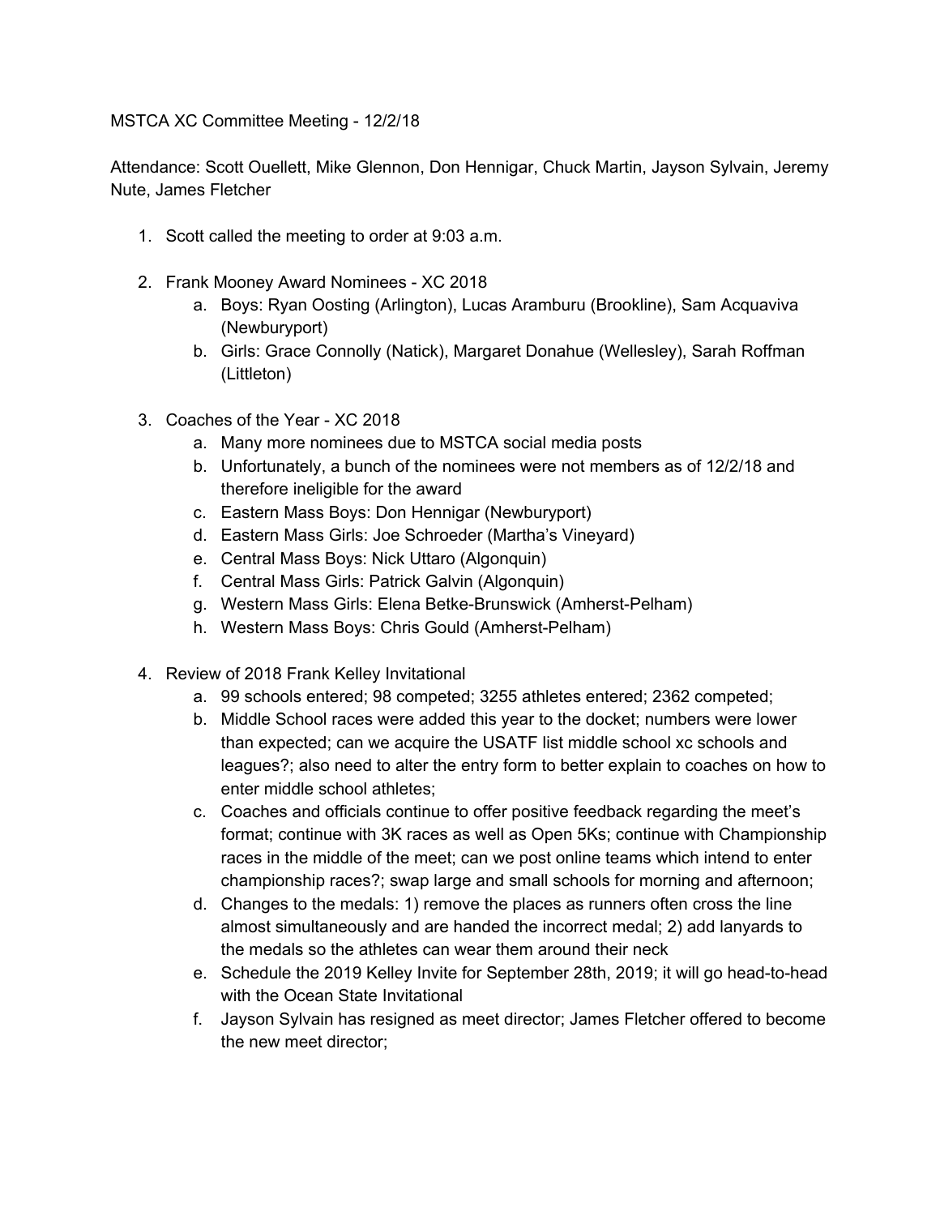MSTCA XC Committee Meeting - 12/2/18

Attendance: Scott Ouellett, Mike Glennon, Don Hennigar, Chuck Martin, Jayson Sylvain, Jeremy Nute, James Fletcher

1. Scott called the meeting to order at 9:03 a.m.

2. Frank Mooney Award Nominees - XC 2018
    a. Boys: Ryan Oosting (Arlington), Lucas Aramburu (Brookline), Sam Acquaviva (Newburyport)
    b. Girls: Grace Connolly (Natick), Margaret Donahue (Wellesley), Sarah Roffman (Littleton)

3. Coaches of the Year - XC 2018
    a. Many more nominees due to MSTCA social media posts
    b. Unfortunately, a bunch of the nominees were not members as of 12/2/18 and therefore ineligible for the award
    c. Eastern Mass Boys: Don Hennigar (Newburyport)
    d. Eastern Mass Girls: Joe Schroeder (Martha's Vineyard)
    e. Central Mass Boys: Nick Uttaro (Algonquin)
    f. Central Mass Girls: Patrick Galvin (Algonquin)
    g. Western Mass Girls: Elena Betke-Brunswick (Amherst-Pelham)
    h. Western Mass Boys: Chris Gould (Amherst-Pelham)

4. Review of 2018 Frank Kelley Invitational
    a. 99 schools entered; 98 competed; 3255 athletes entered; 2362 competed;
    b. Middle School races were added this year to the docket; numbers were lower than expected; can we acquire the USATF list middle school xc schools and leagues?; also need to alter the entry form to better explain to coaches on how to enter middle school athletes;
    c. Coaches and officials continue to offer positive feedback regarding the meet's format; continue with 3K races as well as Open 5Ks; continue with Championship races in the middle of the meet; can we post online teams which intend to enter championship races?; swap large and small schools for morning and afternoon;
    d. Changes to the medals: 1) remove the places as runners often cross the line almost simultaneously and are handed the incorrect medal; 2) add lanyards to the medals so the athletes can wear them around their neck
    e. Schedule the 2019 Kelley Invite for September 28th, 2019; it will go head-to-head with the Ocean State Invitational
    f. Jayson Sylvain has resigned as meet director; James Fletcher offered to become the new meet director;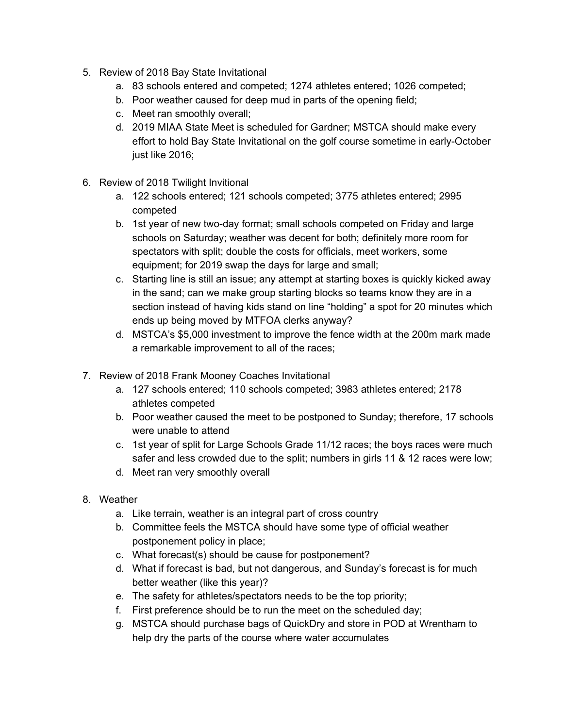5. Review of 2018 Bay State Invitational
   a. 83 schools entered and competed; 1274 athletes entered; 1026 competed;
   b. Poor weather caused for deep mud in parts of the opening field;
   c. Meet ran smoothly overall;
   d. 2019 MIAA State Meet is scheduled for Gardner; MSTCA should make every effort to hold Bay State Invitational on the golf course sometime in early-October just like 2016;

6. Review of 2018 Twilight Invitional
   a. 122 schools entered; 121 schools competed; 3775 athletes entered; 2995 competed
   b. 1st year of new two-day format; small schools competed on Friday and large schools on Saturday; weather was decent for both; definitely more room for spectators with split; double the costs for officials, meet workers, some equipment; for 2019 swap the days for large and small;
   c. Starting line is still an issue; any attempt at starting boxes is quickly kicked away in the sand; can we make group starting blocks so teams know they are in a section instead of having kids stand on line "holding" a spot for 20 minutes which ends up being moved by MTFOA clerks anyway?
   d. MSTCA's $5,000 investment to improve the fence width at the 200m mark made a remarkable improvement to all of the races;

7. Review of 2018 Frank Mooney Coaches Invitational
   a. 127 schools entered; 110 schools competed; 3983 athletes entered; 2178 athletes competed
   b. Poor weather caused the meet to be postponed to Sunday; therefore, 17 schools were unable to attend
   c. 1st year of split for Large Schools Grade 11/12 races; the boys races were much safer and less crowded due to the split; numbers in girls 11 & 12 races were low;
   d. Meet ran very smoothly overall

8. Weather
   a. Like terrain, weather is an integral part of cross country
   b. Committee feels the MSTCA should have some type of official weather postponement policy in place;
   c. What forecast(s) should be cause for postponement?
   d. What if forecast is bad, but not dangerous, and Sunday's forecast is for much better weather (like this year)?
   e. The safety for athletes/spectators needs to be the top priority;
   f. First preference should be to run the meet on the scheduled day;
   g. MSTCA should purchase bags of QuickDry and store in POD at Wrentham to help dry the parts of the course where water accumulates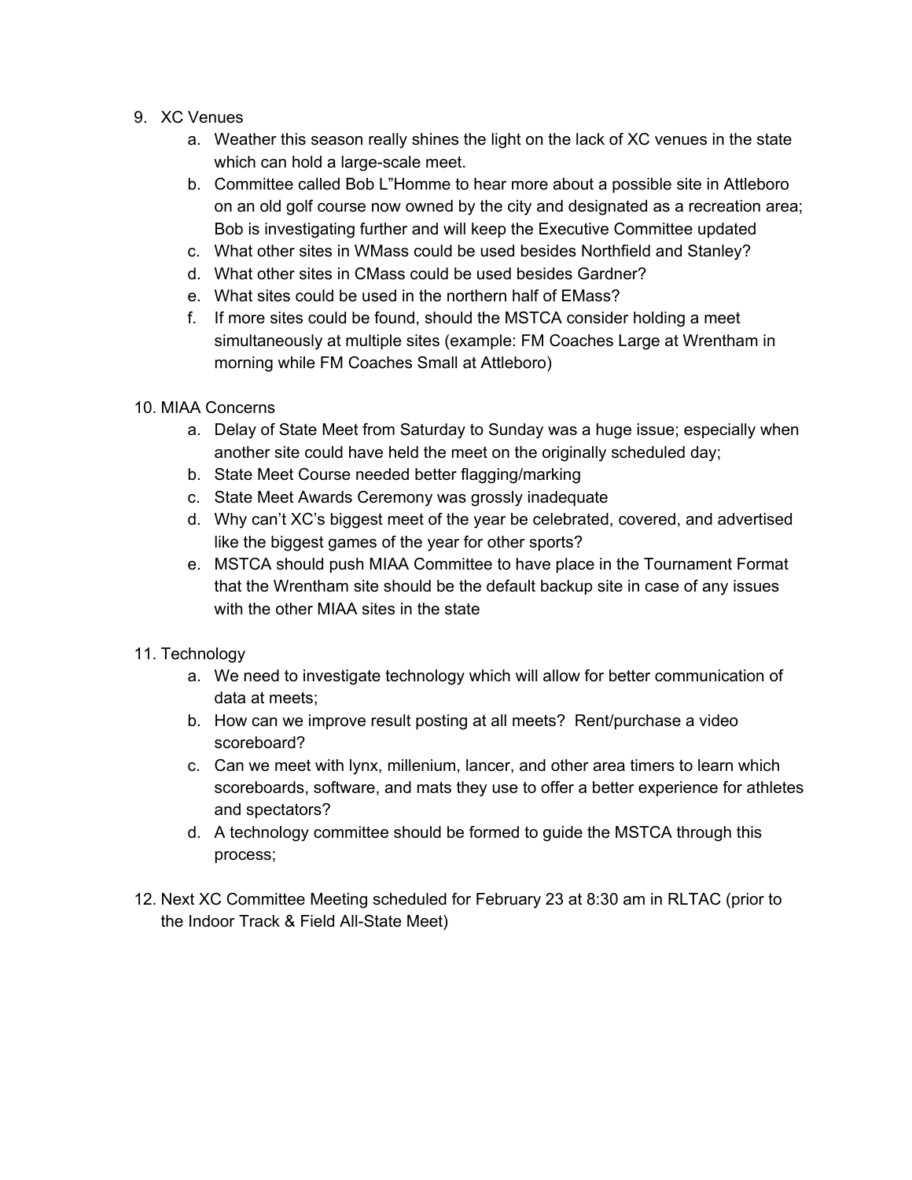9. XC Venues
    a. Weather this season really shines the light on the lack of XC venues in the state which can hold a large-scale meet.
    b. Committee called Bob L"Homme to hear more about a possible site in Attleboro on an old golf course now owned by the city and designated as a recreation area; Bob is investigating further and will keep the Executive Committee updated
    c. What other sites in WMass could be used besides Northfield and Stanley?
    d. What other sites in CMass could be used besides Gardner?
    e. What sites could be used in the northern half of EMass?
    f. If more sites could be found, should the MSTCA consider holding a meet simultaneously at multiple sites (example: FM Coaches Large at Wrentham in morning while FM Coaches Small at Attleboro)

10. MIAA Concerns
    a. Delay of State Meet from Saturday to Sunday was a huge issue; especially when another site could have held the meet on the originally scheduled day;
    b. State Meet Course needed better flagging/marking
    c. State Meet Awards Ceremony was grossly inadequate
    d. Why can't XC's biggest meet of the year be celebrated, covered, and advertised like the biggest games of the year for other sports?
    e. MSTCA should push MIAA Committee to have place in the Tournament Format that the Wrentham site should be the default backup site in case of any issues with the other MIAA sites in the state

11. Technology
    a. We need to investigate technology which will allow for better communication of data at meets;
    b. How can we improve result posting at all meets? Rent/purchase a video scoreboard?
    c. Can we meet with lynx, millenium, lancer, and other area timers to learn which scoreboards, software, and mats they use to offer a better experience for athletes and spectators?
    d. A technology committee should be formed to guide the MSTCA through this process;

12. Next XC Committee Meeting scheduled for February 23 at 8:30 am in RLTAC (prior to the Indoor Track & Field All-State Meet)